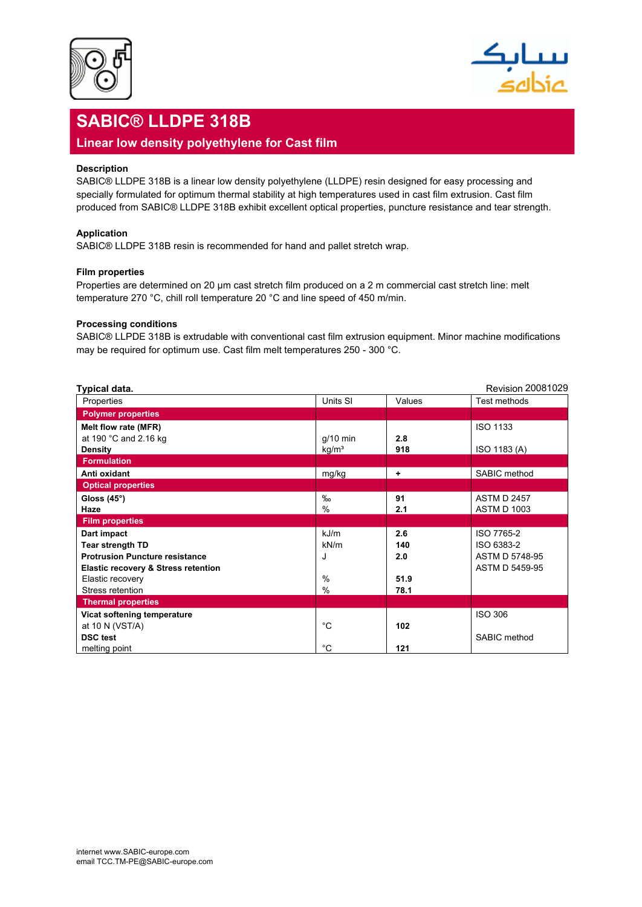# SABIC® LLDPE 318B

## Linear low density polyethylene for Cast film

### Description

SABIC® LLDPE 318B is a linear low density polyethylene (LLDPE) resin designed for easy processing and specially formulated for optimum thermal stability at high temperatures used in cast film extrusion. Cast film produced from SABIC® LLDPE 318B exhibit excellent optical properties, puncture resistance and tear strength.

### Application

SABIC® LLDPE 318B resin is recommended for hand and pallet stretch wrap.

### Film properties

Properties are determined on 20 µm cast stretch film produced on a 2 m commercial cast stretch line: melt temperature 270 °C, chill roll temperature 20 °C and line speed of 450 m/min.

### Processing conditions

SABIC® LLPDE 318B is extrudable with conventional cast film extrusion equipment. Minor machine modifications may be required for optimum use. Cast film melt temperatures 250 - 300 °C.

**Typical data.** Revision 20081029

| Properties | Units SI | Values | Test methods |
|---|---|---|---|
| **Polymer properties** | | | |
| **Melt flow rate (MFR)** | | | ISO 1133 |
| at 190 °C and 2.16 kg | g/10 min | **2.8** | |
| **Density** | kg/m³ | **918** | ISO 1183 (A) |
| **Formulation** | | | |
| **Anti oxidant** | mg/kg | **+** | SABIC method |
| **Optical properties** | | | |
| **Gloss (45°)** | ‰ | **91** | ASTM D 2457 |
| **Haze** | % | **2.1** | ASTM D 1003 |
| **Film properties** | | | |
| **Dart impact** | kJ/m | **2.6** | ISO 7765-2 |
| **Tear strength TD** | kN/m | **140** | ISO 6383-2 |
| **Protrusion Puncture resistance** | J | **2.0** | ASTM D 5748-95 |
| **Elastic recovery & Stress retention** | | | ASTM D 5459-95 |
| Elastic recovery | % | **51.9** | |
| Stress retention | % | **78.1** | |
| **Thermal properties** | | | |
| **Vicat softening temperature** | | | ISO 306 |
| at 10 N (VST/A) | °C | **102** | |
| **DSC test** | | | SABIC method |
| melting point | °C | **121** | |

internet www.SABIC-europe.com
email TCC.TM-PE@SABIC-europe.com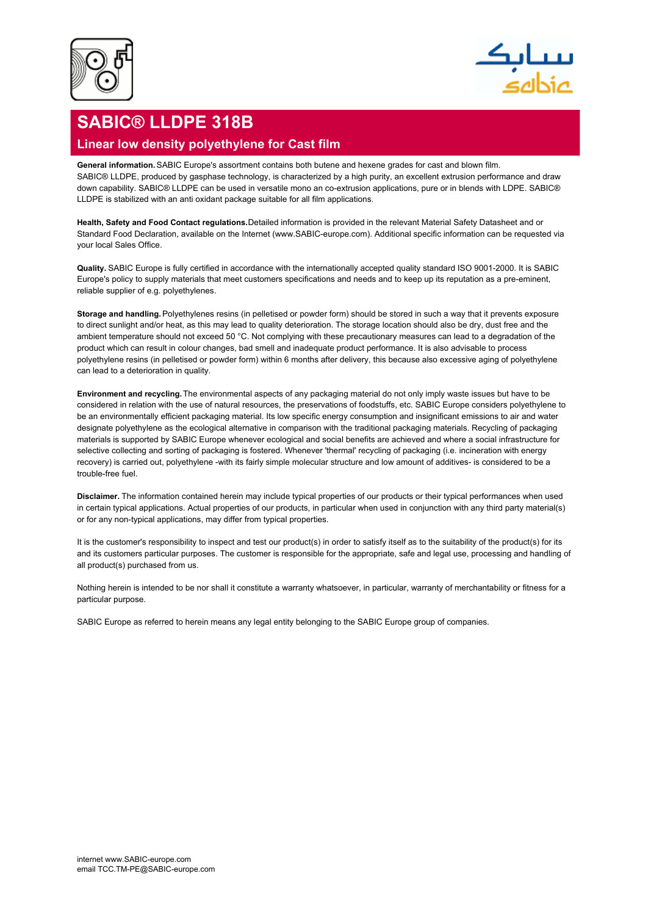# SABIC® LLDPE 318B

## Linear low density polyethylene for Cast film

**General information.** SABIC Europe's assortment contains both butene and hexene grades for cast and blown film. SABIC® LLDPE, produced by gasphase technology, is characterized by a high purity, an excellent extrusion performance and draw down capability. SABIC® LLDPE can be used in versatile mono an co-extrusion applications, pure or in blends with LDPE. SABIC® LLDPE is stabilized with an anti oxidant package suitable for all film applications.

**Health, Safety and Food Contact regulations.** Detailed information is provided in the relevant Material Safety Datasheet and or Standard Food Declaration, available on the Internet (www.SABIC-europe.com). Additional specific information can be requested via your local Sales Office.

**Quality.** SABIC Europe is fully certified in accordance with the internationally accepted quality standard ISO 9001-2000. It is SABIC Europe's policy to supply materials that meet customers specifications and needs and to keep up its reputation as a pre-eminent, reliable supplier of e.g. polyethylenes.

**Storage and handling.** Polyethylenes resins (in pelletised or powder form) should be stored in such a way that it prevents exposure to direct sunlight and/or heat, as this may lead to quality deterioration. The storage location should also be dry, dust free and the ambient temperature should not exceed 50 °C. Not complying with these precautionary measures can lead to a degradation of the product which can result in colour changes, bad smell and inadequate product performance. It is also advisable to process polyethylene resins (in pelletised or powder form) within 6 months after delivery, this because also excessive aging of polyethylene can lead to a deterioration in quality.

**Environment and recycling.** The environmental aspects of any packaging material do not only imply waste issues but have to be considered in relation with the use of natural resources, the preservations of foodstuffs, etc. SABIC Europe considers polyethylene to be an environmentally efficient packaging material. Its low specific energy consumption and insignificant emissions to air and water designate polyethylene as the ecological alternative in comparison with the traditional packaging materials. Recycling of packaging materials is supported by SABIC Europe whenever ecological and social benefits are achieved and where a social infrastructure for selective collecting and sorting of packaging is fostered. Whenever 'thermal' recycling of packaging (i.e. incineration with energy recovery) is carried out, polyethylene -with its fairly simple molecular structure and low amount of additives- is considered to be a trouble-free fuel.

**Disclaimer.** The information contained herein may include typical properties of our products or their typical performances when used in certain typical applications. Actual properties of our products, in particular when used in conjunction with any third party material(s) or for any non-typical applications, may differ from typical properties.

It is the customer's responsibility to inspect and test our product(s) in order to satisfy itself as to the suitability of the product(s) for its and its customers particular purposes. The customer is responsible for the appropriate, safe and legal use, processing and handling of all product(s) purchased from us.

Nothing herein is intended to be nor shall it constitute a warranty whatsoever, in particular, warranty of merchantability or fitness for a particular purpose.

SABIC Europe as referred to herein means any legal entity belonging to the SABIC Europe group of companies.

internet www.SABIC-europe.com
email TCC.TM-PE@SABIC-europe.com